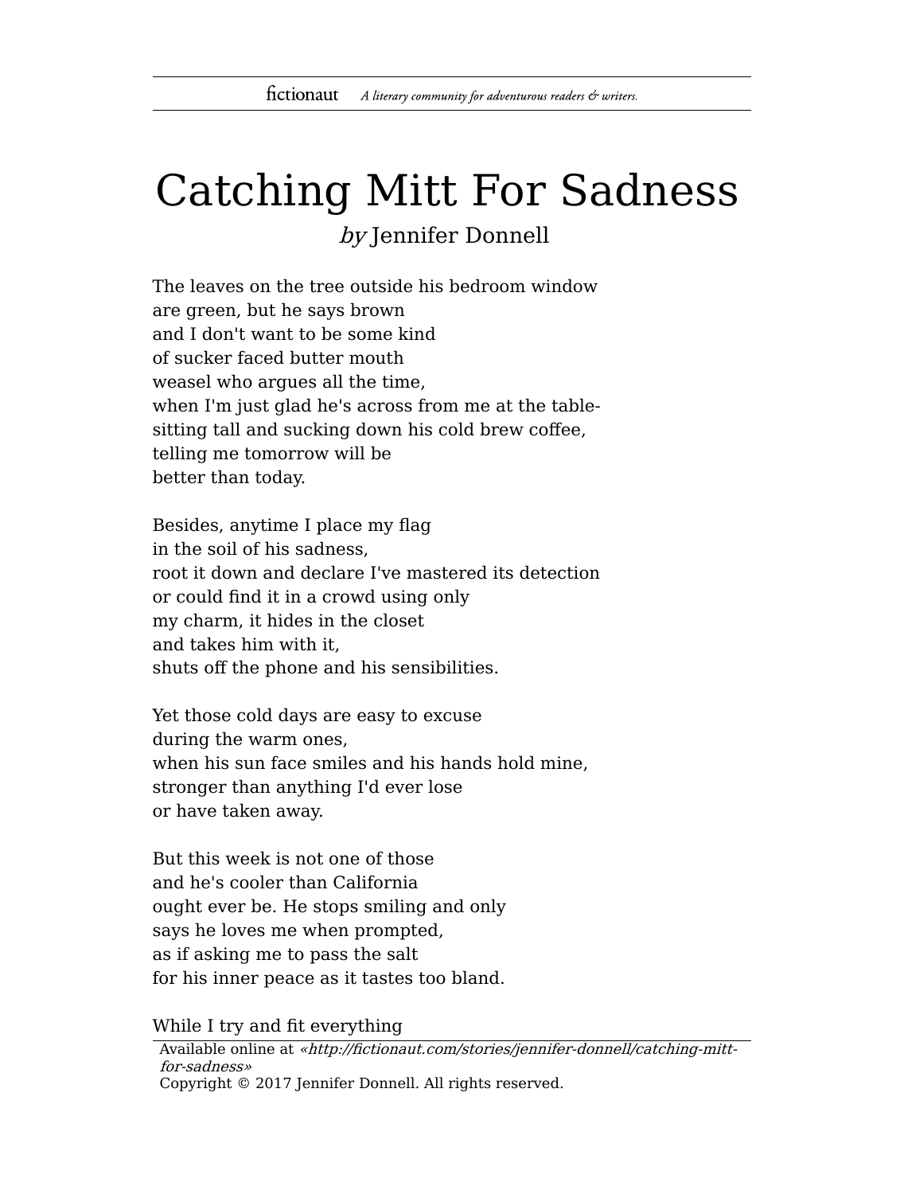# Catching Mitt For Sadness

*by* Jennifer Donnell

The leaves on the tree outside his bedroom window
are green, but he says brown
and I don't want to be some kind
of sucker faced butter mouth
weasel who argues all the time,
when I'm just glad he's across from me at the table-
sitting tall and sucking down his cold brew coffee,
telling me tomorrow will be
better than today.

Besides, anytime I place my flag
in the soil of his sadness,
root it down and declare I've mastered its detection
or could find it in a crowd using only
my charm, it hides in the closet
and takes him with it,
shuts off the phone and his sensibilities.

Yet those cold days are easy to excuse
during the warm ones,
when his sun face smiles and his hands hold mine,
stronger than anything I'd ever lose
or have taken away.

But this week is not one of those
and he's cooler than California
ought ever be. He stops smiling and only
says he loves me when prompted,
as if asking me to pass the salt
for his inner peace as it tastes too bland.

While I try and fit everything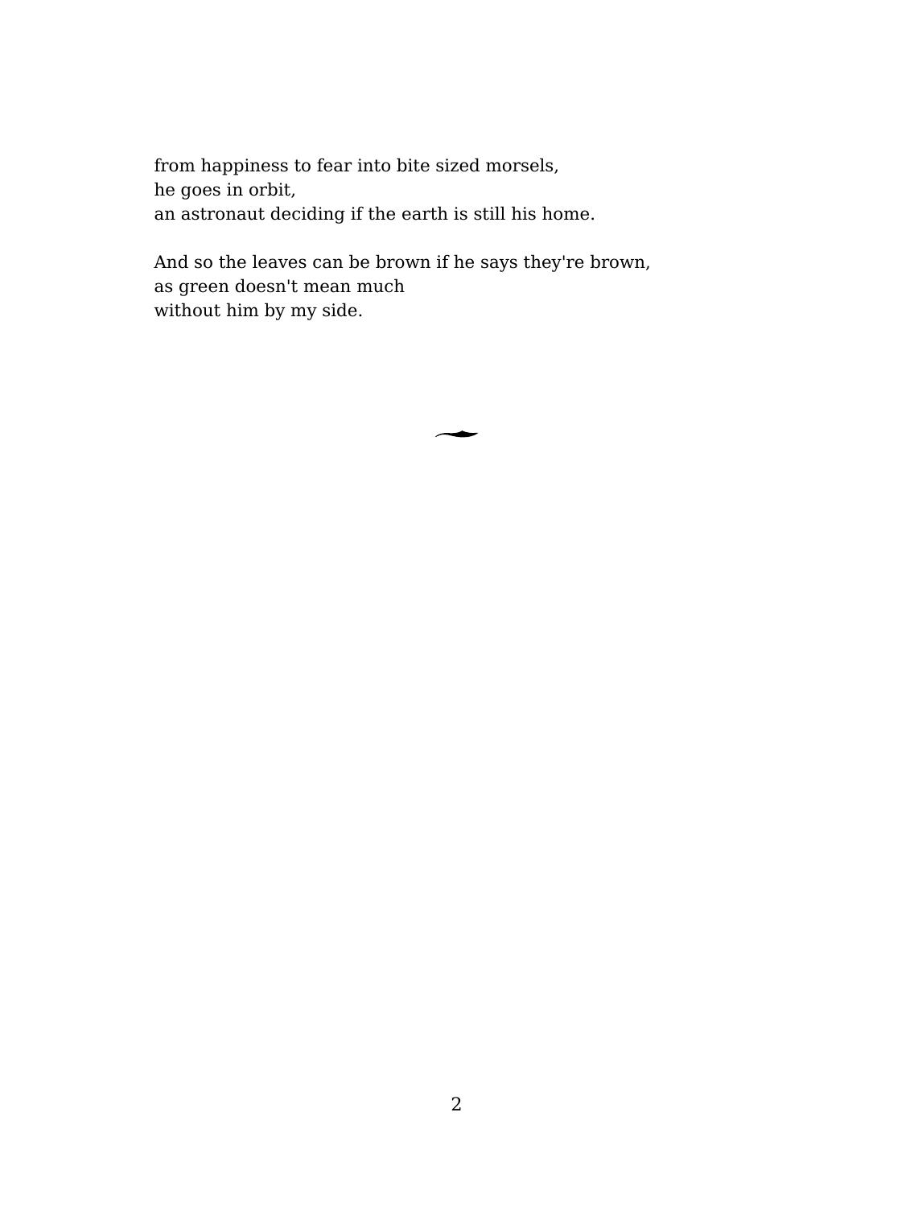from happiness to fear into bite sized morsels,  
he goes in orbit,  
an astronaut deciding if the earth is still his home.

And so the leaves can be brown if he says they're brown,  
as green doesn't mean much  
without him by my side.